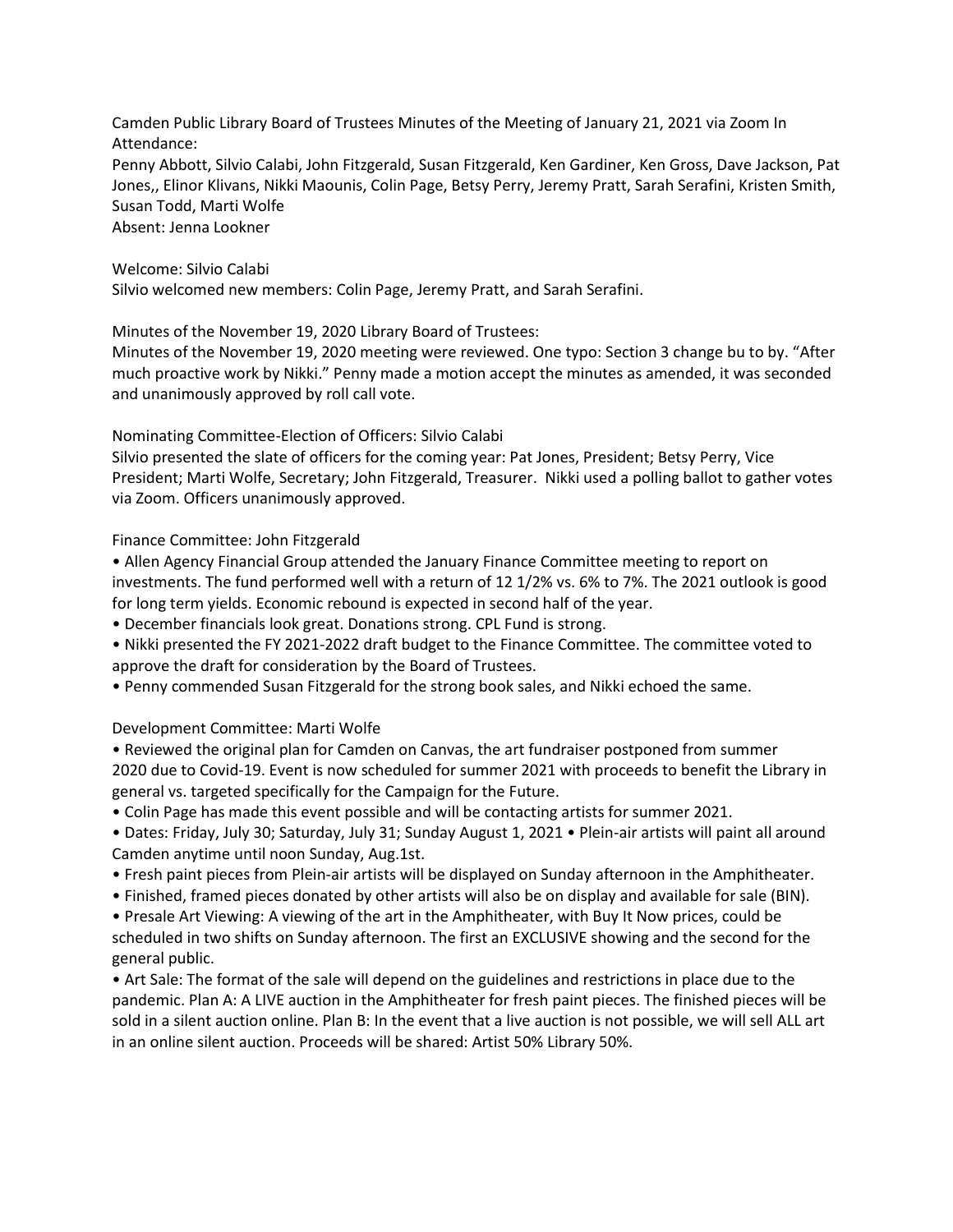Camden Public Library Board of Trustees Minutes of the Meeting of January 21, 2021 via Zoom In Attendance:

Penny Abbott, Silvio Calabi, John Fitzgerald, Susan Fitzgerald, Ken Gardiner, Ken Gross, Dave Jackson, Pat Jones,, Elinor Klivans, Nikki Maounis, Colin Page, Betsy Perry, Jeremy Pratt, Sarah Serafini, Kristen Smith, Susan Todd, Marti Wolfe

Absent: Jenna Lookner

Welcome: Silvio Calabi

Silvio welcomed new members: Colin Page, Jeremy Pratt, and Sarah Serafini.

Minutes of the November 19, 2020 Library Board of Trustees:

Minutes of the November 19, 2020 meeting were reviewed. One typo: Section 3 change bu to by. "After much proactive work by Nikki." Penny made a motion accept the minutes as amended, it was seconded and unanimously approved by roll call vote.

Nominating Committee-Election of Officers: Silvio Calabi

Silvio presented the slate of officers for the coming year: Pat Jones, President; Betsy Perry, Vice President; Marti Wolfe, Secretary; John Fitzgerald, Treasurer. Nikki used a polling ballot to gather votes via Zoom. Officers unanimously approved.

Finance Committee: John Fitzgerald

- Allen Agency Financial Group attended the January Finance Committee meeting to report on investments. The fund performed well with a return of 12 1/2% vs. 6% to 7%. The 2021 outlook is good for long term yields. Economic rebound is expected in second half of the year.
- December financials look great. Donations strong. CPL Fund is strong.
- Nikki presented the FY 2021-2022 draft budget to the Finance Committee. The committee voted to approve the draft for consideration by the Board of Trustees.
- Penny commended Susan Fitzgerald for the strong book sales, and Nikki echoed the same.

Development Committee: Marti Wolfe

- Reviewed the original plan for Camden on Canvas, the art fundraiser postponed from summer 2020 due to Covid-19. Event is now scheduled for summer 2021 with proceeds to benefit the Library in general vs. targeted specifically for the Campaign for the Future.
- Colin Page has made this event possible and will be contacting artists for summer 2021.
- Dates: Friday, July 30; Saturday, July 31; Sunday August 1, 2021 • Plein-air artists will paint all around Camden anytime until noon Sunday, Aug.1st.
- Fresh paint pieces from Plein-air artists will be displayed on Sunday afternoon in the Amphitheater.
- Finished, framed pieces donated by other artists will also be on display and available for sale (BIN).
- Presale Art Viewing: A viewing of the art in the Amphitheater, with Buy It Now prices, could be scheduled in two shifts on Sunday afternoon. The first an EXCLUSIVE showing and the second for the general public.
- Art Sale: The format of the sale will depend on the guidelines and restrictions in place due to the pandemic. Plan A: A LIVE auction in the Amphitheater for fresh paint pieces. The finished pieces will be sold in a silent auction online. Plan B: In the event that a live auction is not possible, we will sell ALL art in an online silent auction. Proceeds will be shared: Artist 50% Library 50%.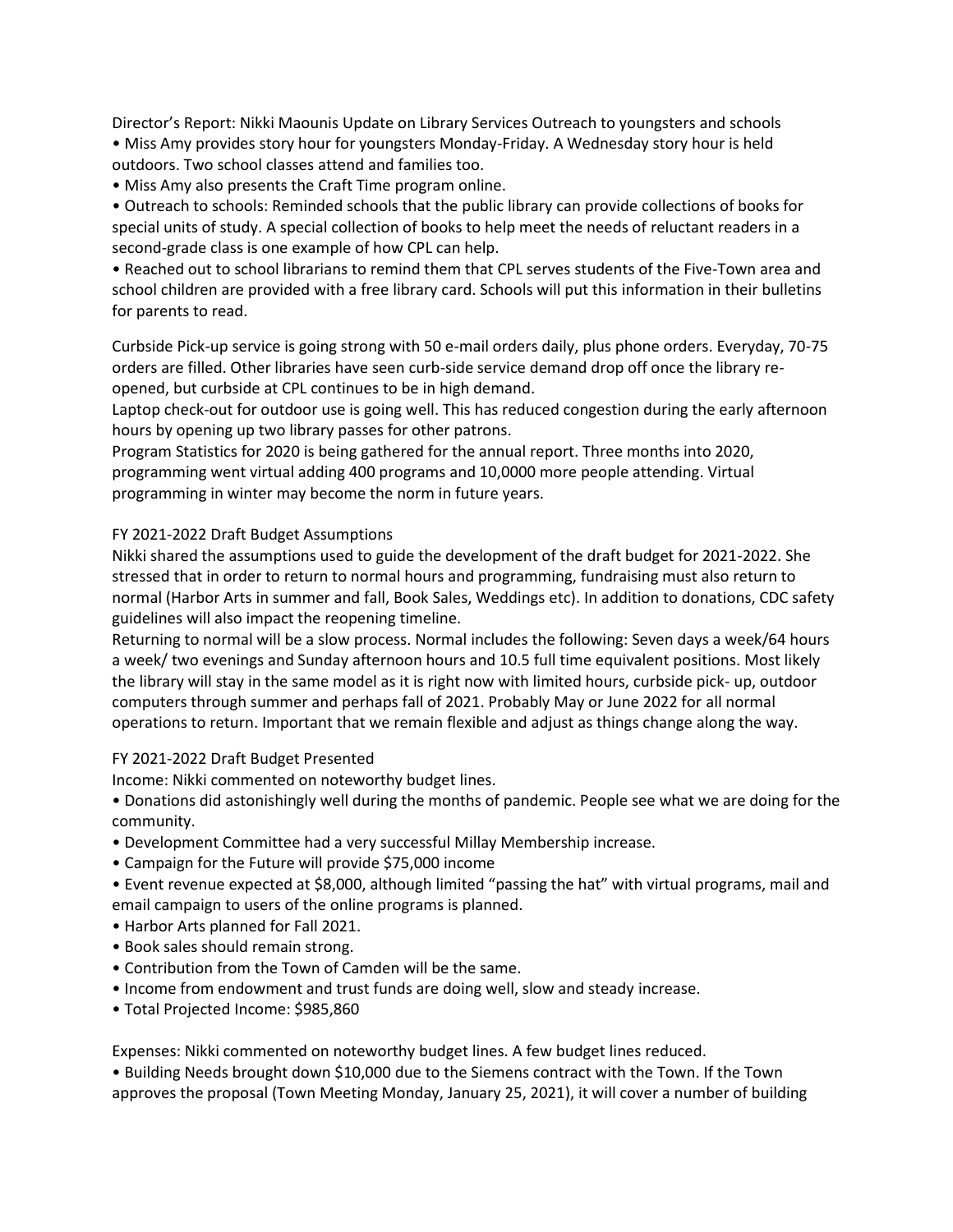Director's Report: Nikki Maounis Update on Library Services Outreach to youngsters and schools

- Miss Amy provides story hour for youngsters Monday-Friday. A Wednesday story hour is held outdoors. Two school classes attend and families too.
- Miss Amy also presents the Craft Time program online.
- Outreach to schools: Reminded schools that the public library can provide collections of books for special units of study. A special collection of books to help meet the needs of reluctant readers in a second-grade class is one example of how CPL can help.
- Reached out to school librarians to remind them that CPL serves students of the Five-Town area and school children are provided with a free library card. Schools will put this information in their bulletins for parents to read.

Curbside Pick-up service is going strong with 50 e-mail orders daily, plus phone orders. Everyday, 70-75 orders are filled. Other libraries have seen curb-side service demand drop off once the library re-opened, but curbside at CPL continues to be in high demand.

Laptop check-out for outdoor use is going well. This has reduced congestion during the early afternoon hours by opening up two library passes for other patrons.

Program Statistics for 2020 is being gathered for the annual report. Three months into 2020, programming went virtual adding 400 programs and 10,0000 more people attending. Virtual programming in winter may become the norm in future years.

FY 2021-2022 Draft Budget Assumptions

Nikki shared the assumptions used to guide the development of the draft budget for 2021-2022. She stressed that in order to return to normal hours and programming, fundraising must also return to normal (Harbor Arts in summer and fall, Book Sales, Weddings etc). In addition to donations, CDC safety guidelines will also impact the reopening timeline.

Returning to normal will be a slow process. Normal includes the following: Seven days a week/64 hours a week/ two evenings and Sunday afternoon hours and 10.5 full time equivalent positions. Most likely the library will stay in the same model as it is right now with limited hours, curbside pick- up, outdoor computers through summer and perhaps fall of 2021. Probably May or June 2022 for all normal operations to return. Important that we remain flexible and adjust as things change along the way.

FY 2021-2022 Draft Budget Presented

Income: Nikki commented on noteworthy budget lines.

- Donations did astonishingly well during the months of pandemic. People see what we are doing for the community.
- Development Committee had a very successful Millay Membership increase.
- Campaign for the Future will provide $75,000 income
- Event revenue expected at $8,000, although limited "passing the hat" with virtual programs, mail and email campaign to users of the online programs is planned.
- Harbor Arts planned for Fall 2021.
- Book sales should remain strong.
- Contribution from the Town of Camden will be the same.
- Income from endowment and trust funds are doing well, slow and steady increase.
- Total Projected Income: $985,860

Expenses: Nikki commented on noteworthy budget lines. A few budget lines reduced.

- Building Needs brought down $10,000 due to the Siemens contract with the Town. If the Town approves the proposal (Town Meeting Monday, January 25, 2021), it will cover a number of building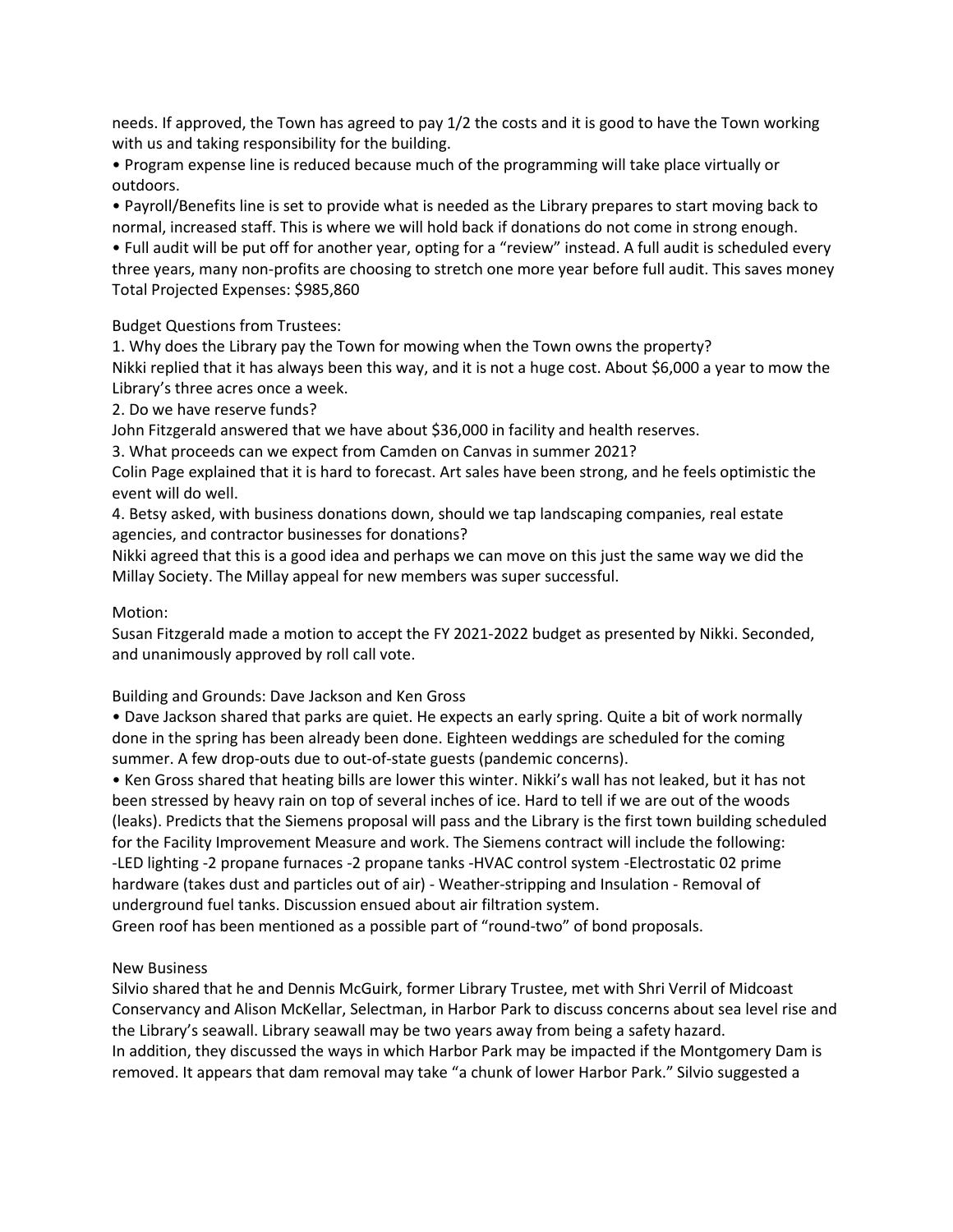needs. If approved, the Town has agreed to pay 1/2 the costs and it is good to have the Town working with us and taking responsibility for the building.

- Program expense line is reduced because much of the programming will take place virtually or outdoors.
- Payroll/Benefits line is set to provide what is needed as the Library prepares to start moving back to normal, increased staff. This is where we will hold back if donations do not come in strong enough.
- Full audit will be put off for another year, opting for a "review" instead. A full audit is scheduled every three years, many non-profits are choosing to stretch one more year before full audit. This saves money

Total Projected Expenses: $985,860

Budget Questions from Trustees:

1. Why does the Library pay the Town for mowing when the Town owns the property?
Nikki replied that it has always been this way, and it is not a huge cost. About $6,000 a year to mow the Library's three acres once a week.
2. Do we have reserve funds?
John Fitzgerald answered that we have about $36,000 in facility and health reserves.
3. What proceeds can we expect from Camden on Canvas in summer 2021?
Colin Page explained that it is hard to forecast. Art sales have been strong, and he feels optimistic the event will do well.
4. Betsy asked, with business donations down, should we tap landscaping companies, real estate agencies, and contractor businesses for donations?
Nikki agreed that this is a good idea and perhaps we can move on this just the same way we did the Millay Society. The Millay appeal for new members was super successful.

Motion:
Susan Fitzgerald made a motion to accept the FY 2021-2022 budget as presented by Nikki. Seconded, and unanimously approved by roll call vote.

Building and Grounds: Dave Jackson and Ken Gross

- Dave Jackson shared that parks are quiet. He expects an early spring. Quite a bit of work normally done in the spring has been already been done. Eighteen weddings are scheduled for the coming summer. A few drop-outs due to out-of-state guests (pandemic concerns).
- Ken Gross shared that heating bills are lower this winter. Nikki's wall has not leaked, but it has not been stressed by heavy rain on top of several inches of ice. Hard to tell if we are out of the woods (leaks). Predicts that the Siemens proposal will pass and the Library is the first town building scheduled for the Facility Improvement Measure and work. The Siemens contract will include the following: -LED lighting -2 propane furnaces -2 propane tanks -HVAC control system -Electrostatic 02 prime hardware (takes dust and particles out of air) - Weather-stripping and Insulation - Removal of underground fuel tanks. Discussion ensued about air filtration system.

Green roof has been mentioned as a possible part of "round-two" of bond proposals.

New Business

Silvio shared that he and Dennis McGuirk, former Library Trustee, met with Shri Verril of Midcoast Conservancy and Alison McKellar, Selectman, in Harbor Park to discuss concerns about sea level rise and the Library's seawall. Library seawall may be two years away from being a safety hazard.
In addition, they discussed the ways in which Harbor Park may be impacted if the Montgomery Dam is removed. It appears that dam removal may take "a chunk of lower Harbor Park." Silvio suggested a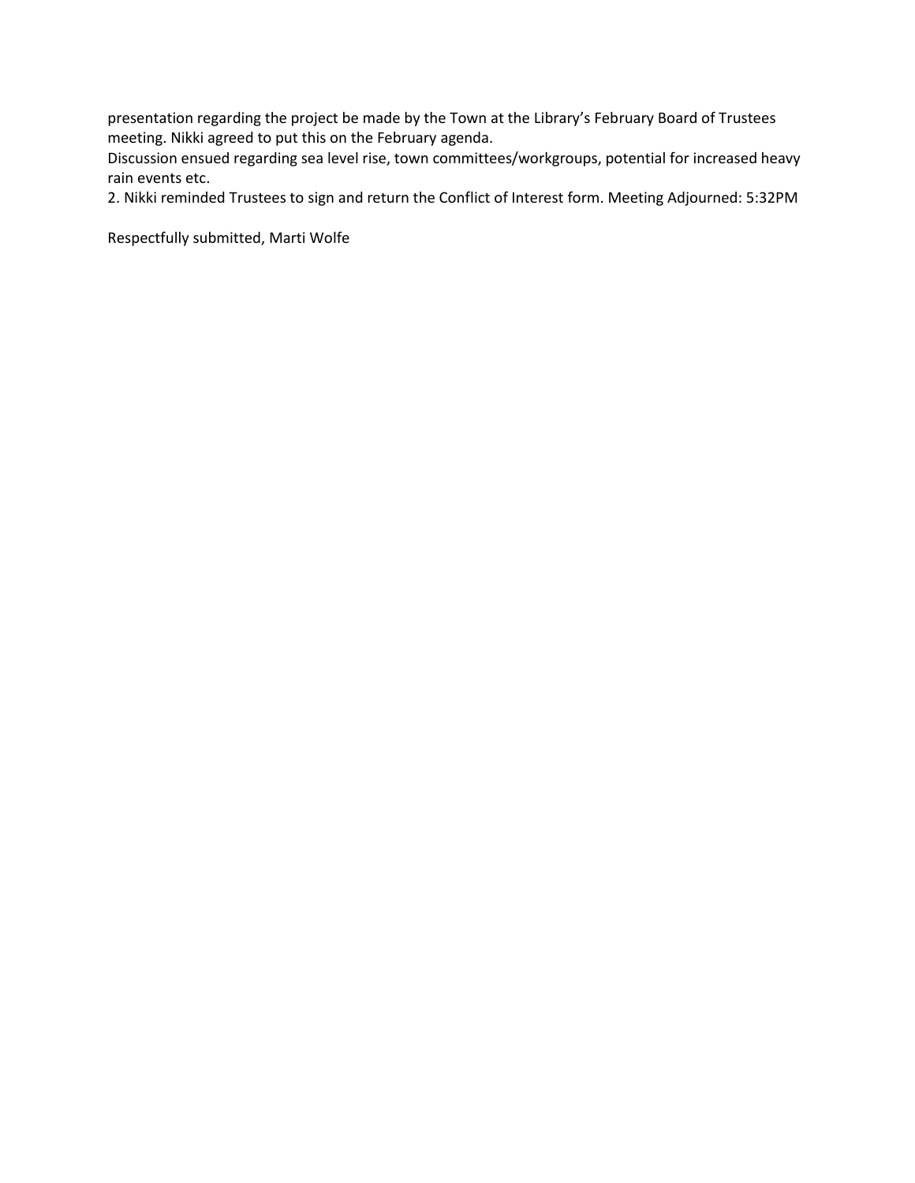presentation regarding the project be made by the Town at the Library's February Board of Trustees meeting. Nikki agreed to put this on the February agenda.

Discussion ensued regarding sea level rise, town committees/workgroups, potential for increased heavy rain events etc.

2. Nikki reminded Trustees to sign and return the Conflict of Interest form. Meeting Adjourned: 5:32PM

Respectfully submitted, Marti Wolfe